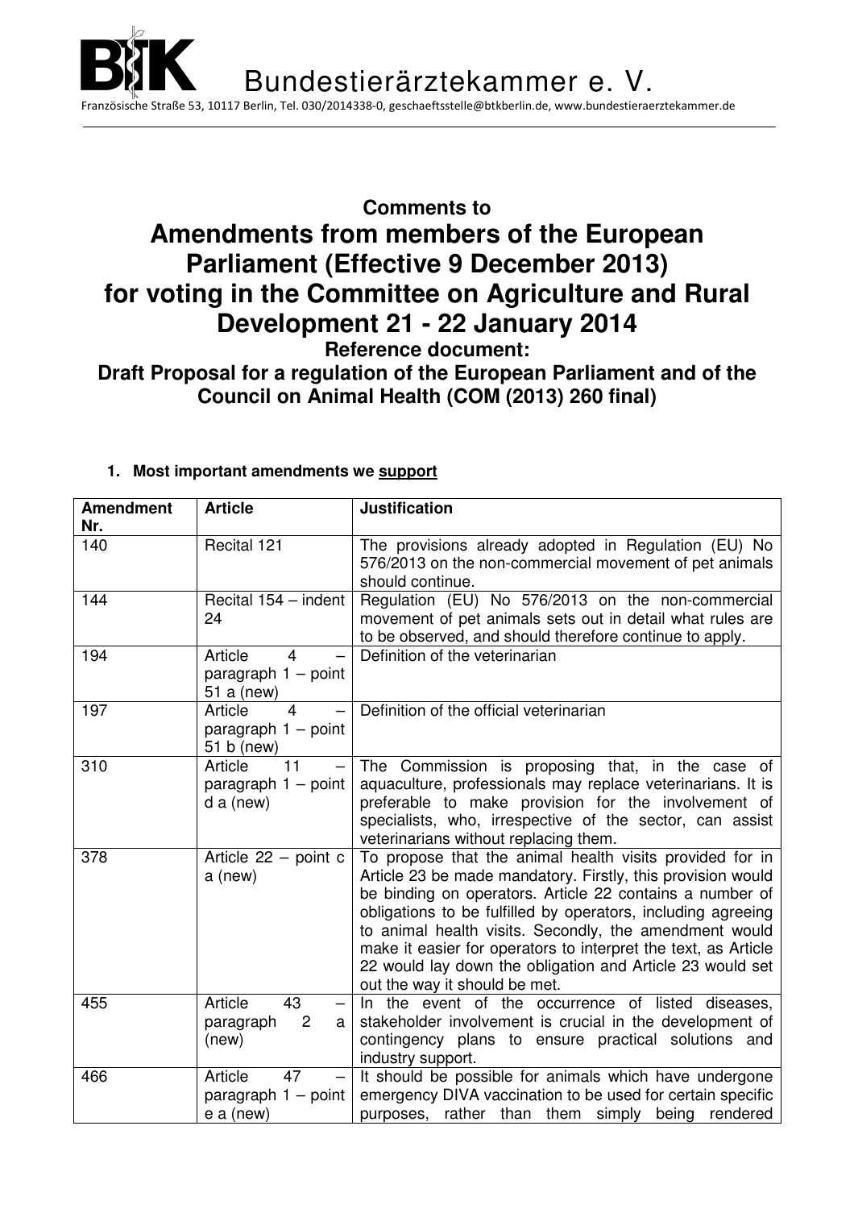Bundestierärztekammer e. V.

Französische Straße 53, 10117 Berlin, Tel. 030/2014338-0, geschaeftsstelle@btkberlin.de, www.bundestieraerztekammer.de

**Comments to**

# Amendments from members of the European Parliament (Effective 9 December 2013) for voting in the Committee on Agriculture and Rural Development 21 - 22 January 2014

**Reference document:**

**Draft Proposal for a regulation of the European Parliament and of the Council on Animal Health (COM (2013) 260 final)**

## 1. Most important amendments we support

| Amendment Nr. | Article | Justification |
|---|---|---|
| 140 | Recital 121 | The provisions already adopted in Regulation (EU) No 576/2013 on the non-commercial movement of pet animals should continue. |
| 144 | Recital 154 – indent 24 | Regulation (EU) No 576/2013 on the non-commercial movement of pet animals sets out in detail what rules are to be observed, and should therefore continue to apply. |
| 194 | Article 4 – paragraph 1 – point 51 a (new) | Definition of the veterinarian |
| 197 | Article 4 – paragraph 1 – point 51 b (new) | Definition of the official veterinarian |
| 310 | Article 11 – paragraph 1 – point d a (new) | The Commission is proposing that, in the case of aquaculture, professionals may replace veterinarians. It is preferable to make provision for the involvement of specialists, who, irrespective of the sector, can assist veterinarians without replacing them. |
| 378 | Article 22 – point c a (new) | To propose that the animal health visits provided for in Article 23 be made mandatory. Firstly, this provision would be binding on operators. Article 22 contains a number of obligations to be fulfilled by operators, including agreeing to animal health visits. Secondly, the amendment would make it easier for operators to interpret the text, as Article 22 would lay down the obligation and Article 23 would set out the way it should be met. |
| 455 | Article 43 – paragraph 2 a (new) | In the event of the occurrence of listed diseases, stakeholder involvement is crucial in the development of contingency plans to ensure practical solutions and industry support. |
| 466 | Article 47 – paragraph 1 – point e a (new) | It should be possible for animals which have undergone emergency DIVA vaccination to be used for certain specific purposes, rather than them simply being rendered |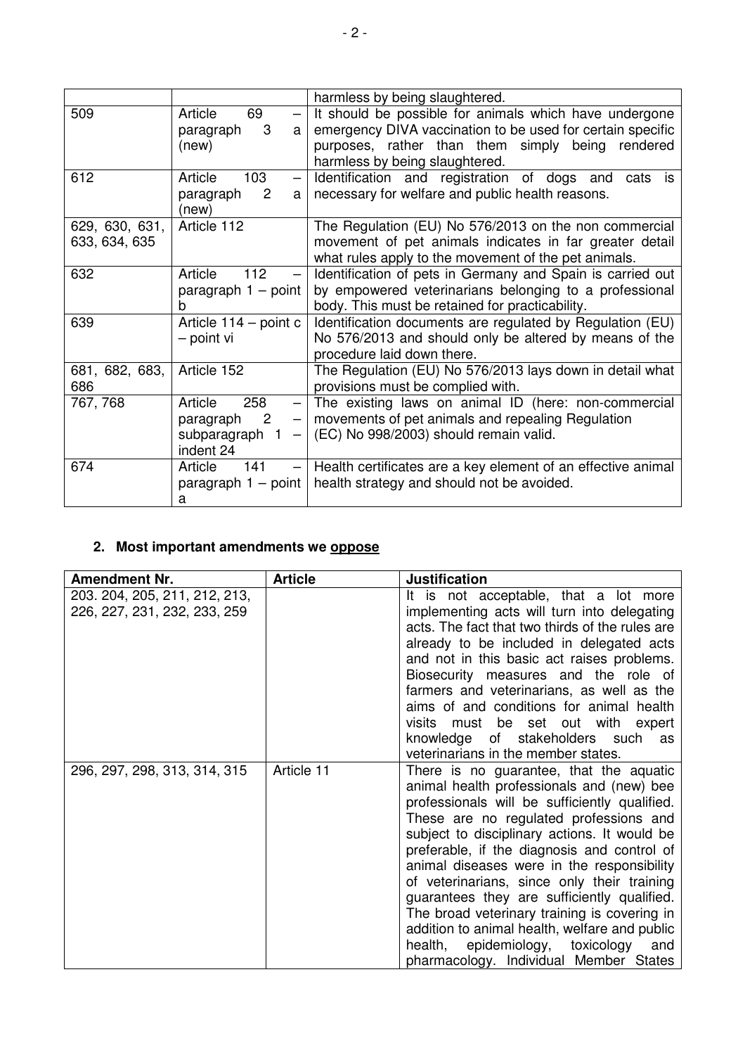| | | harmless by being slaughtered. |
|---|---|---|
| 509 | Article 69 – paragraph 3 a (new) | It should be possible for animals which have undergone emergency DIVA vaccination to be used for certain specific purposes, rather than them simply being rendered harmless by being slaughtered. |
| 612 | Article 103 – paragraph 2 a (new) | Identification and registration of dogs and cats is necessary for welfare and public health reasons. |
| 629, 630, 631, 633, 634, 635 | Article 112 | The Regulation (EU) No 576/2013 on the non commercial movement of pet animals indicates in far greater detail what rules apply to the movement of the pet animals. |
| 632 | Article 112 – paragraph 1 – point b | Identification of pets in Germany and Spain is carried out by empowered veterinarians belonging to a professional body. This must be retained for practicability. |
| 639 | Article 114 – point c – point vi | Identification documents are regulated by Regulation (EU) No 576/2013 and should only be altered by means of the procedure laid down there. |
| 681, 682, 683, 686 | Article 152 | The Regulation (EU) No 576/2013 lays down in detail what provisions must be complied with. |
| 767, 768 | Article 258 – paragraph 2 – subparagraph 1 – indent 24 | The existing laws on animal ID (here: non-commercial movements of pet animals and repealing Regulation (EC) No 998/2003) should remain valid. |
| 674 | Article 141 – paragraph 1 – point a | Health certificates are a key element of an effective animal health strategy and should not be avoided. |

## 2. Most important amendments we <u>oppose</u>

| Amendment Nr. | Article | Justification |
|---|---|---|
| 203. 204, 205, 211, 212, 213, 226, 227, 231, 232, 233, 259 | | It is not acceptable, that a lot more implementing acts will turn into delegating acts. The fact that two thirds of the rules are already to be included in delegated acts and not in this basic act raises problems. Biosecurity measures and the role of farmers and veterinarians, as well as the aims of and conditions for animal health visits must be set out with expert knowledge of stakeholders such as veterinarians in the member states. |
| 296, 297, 298, 313, 314, 315 | Article 11 | There is no guarantee, that the aquatic animal health professionals and (new) bee professionals will be sufficiently qualified. These are no regulated professions and subject to disciplinary actions. It would be preferable, if the diagnosis and control of animal diseases were in the responsibility of veterinarians, since only their training guarantees they are sufficiently qualified. The broad veterinary training is covering in addition to animal health, welfare and public health, epidemiology, toxicology and pharmacology. Individual Member States |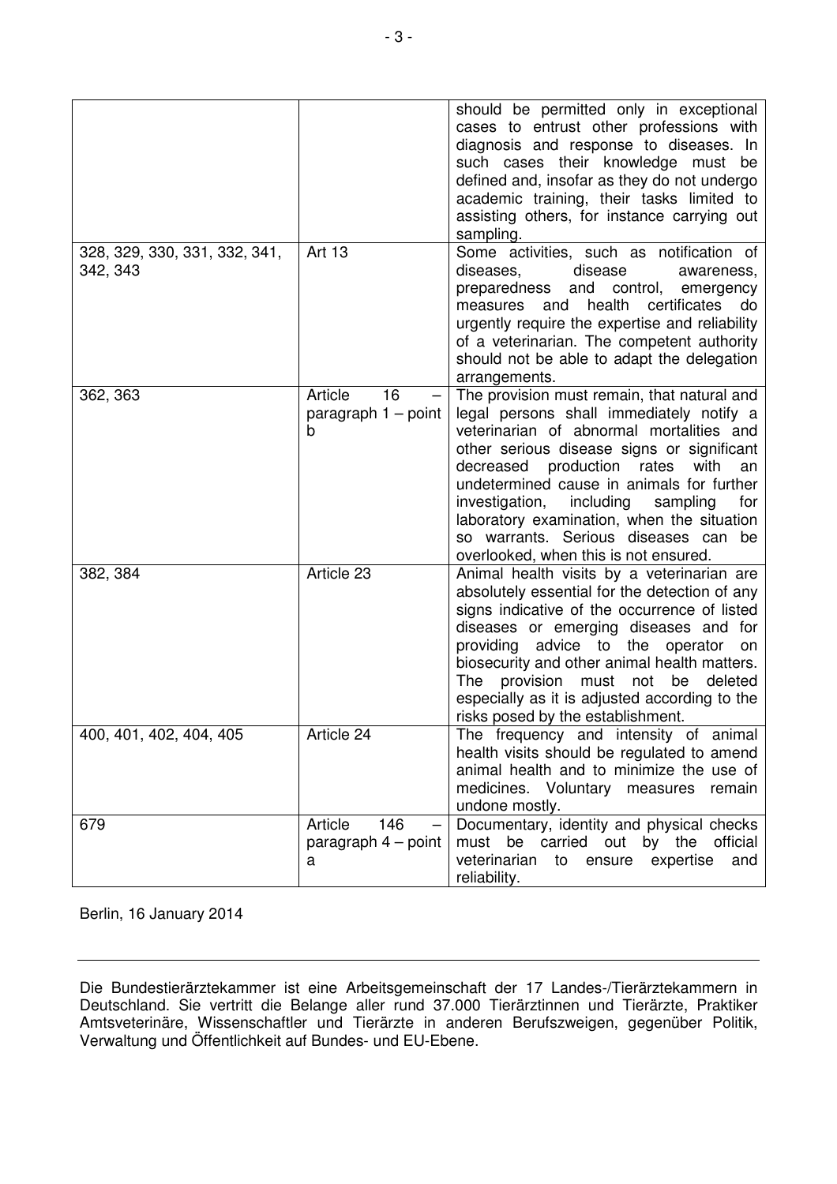| | | |
|---|---|---|
| | | should be permitted only in exceptional cases to entrust other professions with diagnosis and response to diseases. In such cases their knowledge must be defined and, insofar as they do not undergo academic training, their tasks limited to assisting others, for instance carrying out sampling. |
| 328, 329, 330, 331, 332, 341, 342, 343 | Art 13 | Some activities, such as notification of diseases, disease awareness, preparedness and control, emergency measures and health certificates do urgently require the expertise and reliability of a veterinarian. The competent authority should not be able to adapt the delegation arrangements. |
| 362, 363 | Article 16 – paragraph 1 – point b | The provision must remain, that natural and legal persons shall immediately notify a veterinarian of abnormal mortalities and other serious disease signs or significant decreased production rates with an undetermined cause in animals for further investigation, including sampling for laboratory examination, when the situation so warrants. Serious diseases can be overlooked, when this is not ensured. |
| 382, 384 | Article 23 | Animal health visits by a veterinarian are absolutely essential for the detection of any signs indicative of the occurrence of listed diseases or emerging diseases and for providing advice to the operator on biosecurity and other animal health matters. The provision must not be deleted especially as it is adjusted according to the risks posed by the establishment. |
| 400, 401, 402, 404, 405 | Article 24 | The frequency and intensity of animal health visits should be regulated to amend animal health and to minimize the use of medicines. Voluntary measures remain undone mostly. |
| 679 | Article 146 – paragraph 4 – point a | Documentary, identity and physical checks must be carried out by the official veterinarian to ensure expertise and reliability. |

Berlin, 16 January 2014

---

Die Bundestierärztekammer ist eine Arbeitsgemeinschaft der 17 Landes-/Tierärztekammern in Deutschland. Sie vertritt die Belange aller rund 37.000 Tierärztinnen und Tierärzte, Praktiker Amtsveterinäre, Wissenschaftler und Tierärzte in anderen Berufszweigen, gegenüber Politik, Verwaltung und Öffentlichkeit auf Bundes- und EU-Ebene.